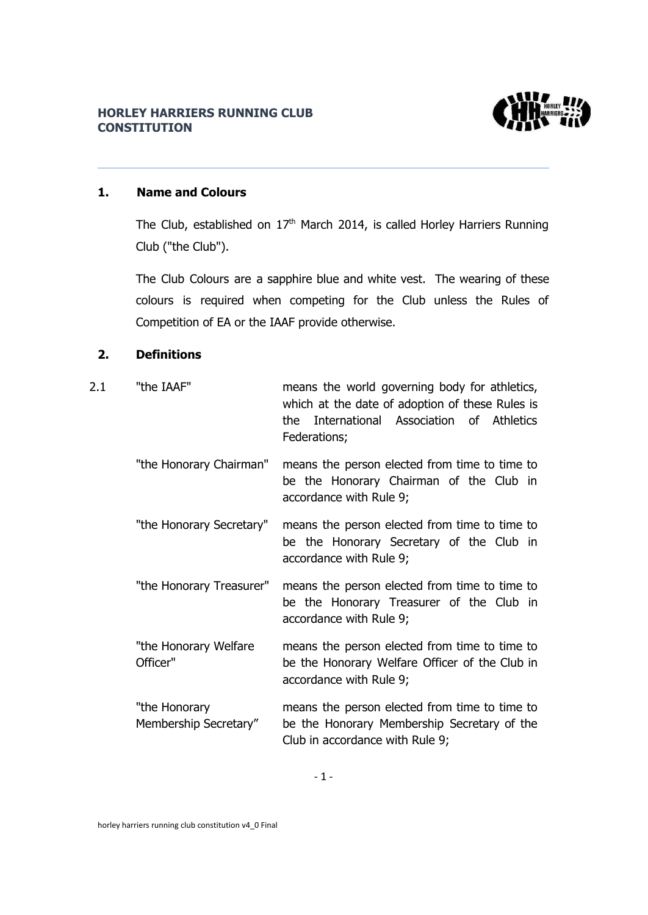# HORLEY HARRIERS RUNNING CLUB CONSTITUTION

## 1. Name and Colours

The Club, established on 17th March 2014, is called Horley Harriers Running Club ("the Club").

The Club Colours are a sapphire blue and white vest. The wearing of these colours is required when competing for the Club unless the Rules of Competition of EA or the IAAF provide otherwise.

## 2. Definitions

2.1

| Term | Definition |
|---|---|
| "the IAAF" | means the world governing body for athletics, which at the date of adoption of these Rules is the International Association of Athletics Federations; |
| "the Honorary Chairman" | means the person elected from time to time to be the Honorary Chairman of the Club in accordance with Rule 9; |
| "the Honorary Secretary" | means the person elected from time to time to be the Honorary Secretary of the Club in accordance with Rule 9; |
| "the Honorary Treasurer" | means the person elected from time to time to be the Honorary Treasurer of the Club in accordance with Rule 9; |
| "the Honorary Welfare Officer" | means the person elected from time to time to be the Honorary Welfare Officer of the Club in accordance with Rule 9; |
| "the Honorary Membership Secretary" | means the person elected from time to time to be the Honorary Membership Secretary of the Club in accordance with Rule 9; |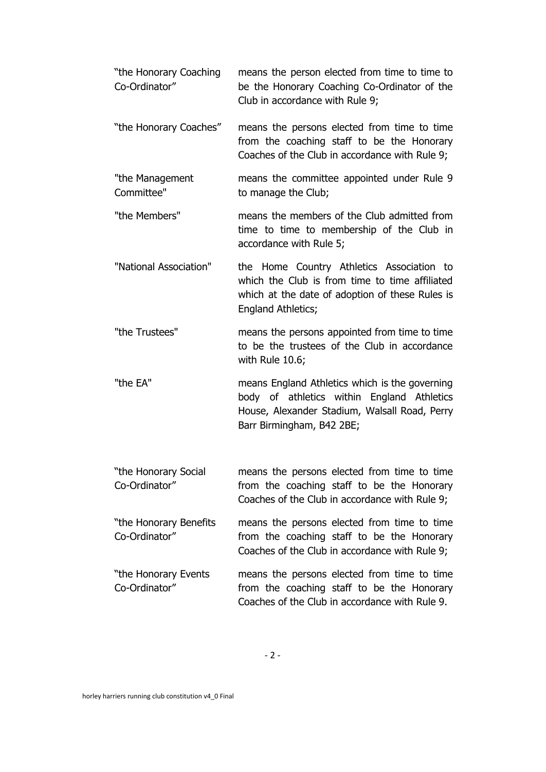| | |
|---|---|
| “the Honorary Coaching Co-Ordinator” | means the person elected from time to time to be the Honorary Coaching Co-Ordinator of the Club in accordance with Rule 9; |
| “the Honorary Coaches” | means the persons elected from time to time from the coaching staff to be the Honorary Coaches of the Club in accordance with Rule 9; |
| "the Management Committee" | means the committee appointed under Rule 9 to manage the Club; |
| "the Members" | means the members of the Club admitted from time to time to membership of the Club in accordance with Rule 5; |
| "National Association" | the Home Country Athletics Association to which the Club is from time to time affiliated which at the date of adoption of these Rules is England Athletics; |
| "the Trustees" | means the persons appointed from time to time to be the trustees of the Club in accordance with Rule 10.6; |
| "the EA" | means England Athletics which is the governing body of athletics within England Athletics House, Alexander Stadium, Walsall Road, Perry Barr Birmingham, B42 2BE; |
| “the Honorary Social Co-Ordinator” | means the persons elected from time to time from the coaching staff to be the Honorary Coaches of the Club in accordance with Rule 9; |
| “the Honorary Benefits Co-Ordinator” | means the persons elected from time to time from the coaching staff to be the Honorary Coaches of the Club in accordance with Rule 9; |
| “the Honorary Events Co-Ordinator” | means the persons elected from time to time from the coaching staff to be the Honorary Coaches of the Club in accordance with Rule 9. |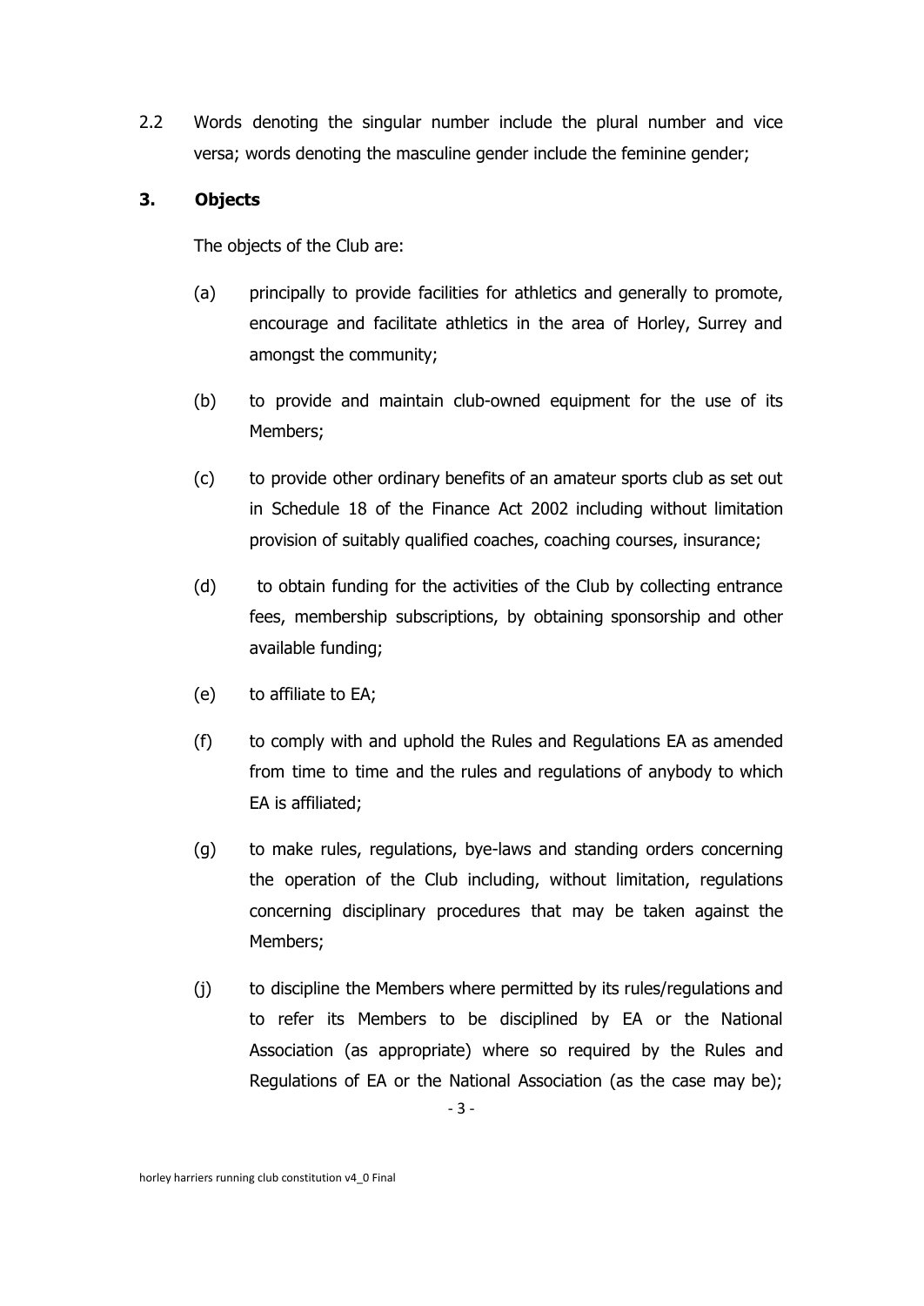2.2 Words denoting the singular number include the plural number and vice versa; words denoting the masculine gender include the feminine gender;

**3. Objects**

The objects of the Club are:

(a) principally to provide facilities for athletics and generally to promote, encourage and facilitate athletics in the area of Horley, Surrey and amongst the community;

(b) to provide and maintain club-owned equipment for the use of its Members;

(c) to provide other ordinary benefits of an amateur sports club as set out in Schedule 18 of the Finance Act 2002 including without limitation provision of suitably qualified coaches, coaching courses, insurance;

(d) to obtain funding for the activities of the Club by collecting entrance fees, membership subscriptions, by obtaining sponsorship and other available funding;

(e) to affiliate to EA;

(f) to comply with and uphold the Rules and Regulations EA as amended from time to time and the rules and regulations of anybody to which EA is affiliated;

(g) to make rules, regulations, bye-laws and standing orders concerning the operation of the Club including, without limitation, regulations concerning disciplinary procedures that may be taken against the Members;

(j) to discipline the Members where permitted by its rules/regulations and to refer its Members to be disciplined by EA or the National Association (as appropriate) where so required by the Rules and Regulations of EA or the National Association (as the case may be);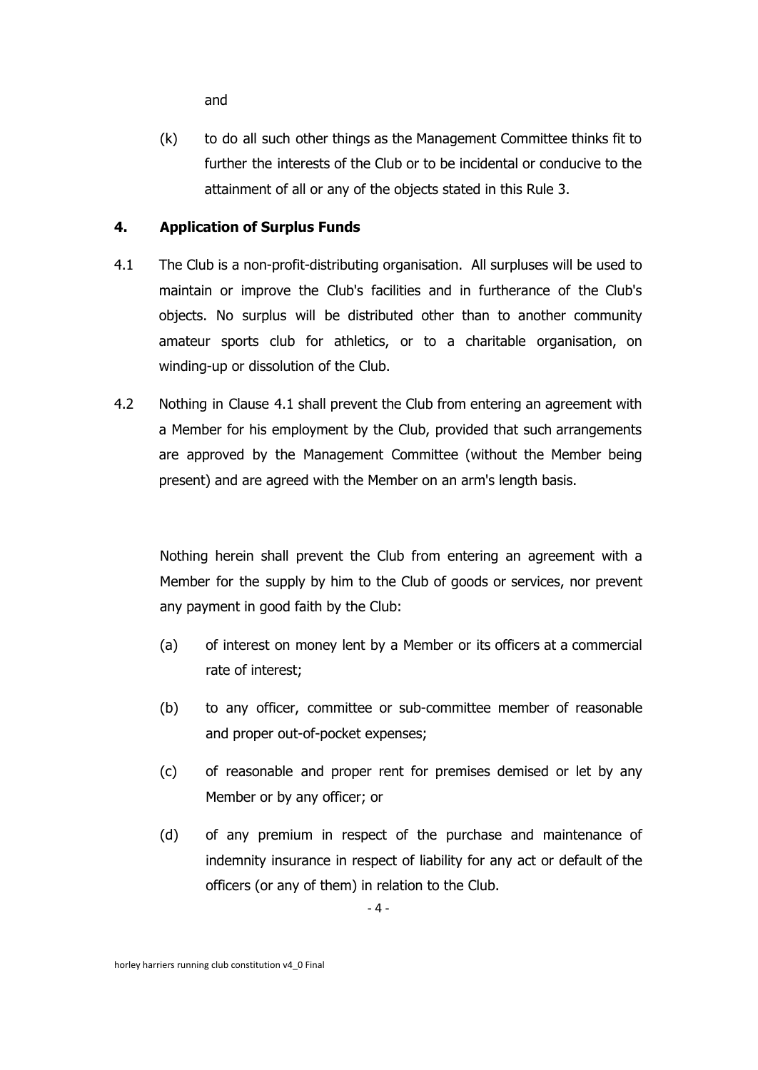and

(k) to do all such other things as the Management Committee thinks fit to further the interests of the Club or to be incidental or conducive to the attainment of all or any of the objects stated in this Rule 3.

## 4. Application of Surplus Funds

4.1 The Club is a non-profit-distributing organisation. All surpluses will be used to maintain or improve the Club's facilities and in furtherance of the Club's objects. No surplus will be distributed other than to another community amateur sports club for athletics, or to a charitable organisation, on winding-up or dissolution of the Club.

4.2 Nothing in Clause 4.1 shall prevent the Club from entering an agreement with a Member for his employment by the Club, provided that such arrangements are approved by the Management Committee (without the Member being present) and are agreed with the Member on an arm's length basis.

Nothing herein shall prevent the Club from entering an agreement with a Member for the supply by him to the Club of goods or services, nor prevent any payment in good faith by the Club:

(a) of interest on money lent by a Member or its officers at a commercial rate of interest;

(b) to any officer, committee or sub-committee member of reasonable and proper out-of-pocket expenses;

(c) of reasonable and proper rent for premises demised or let by any Member or by any officer; or

(d) of any premium in respect of the purchase and maintenance of indemnity insurance in respect of liability for any act or default of the officers (or any of them) in relation to the Club.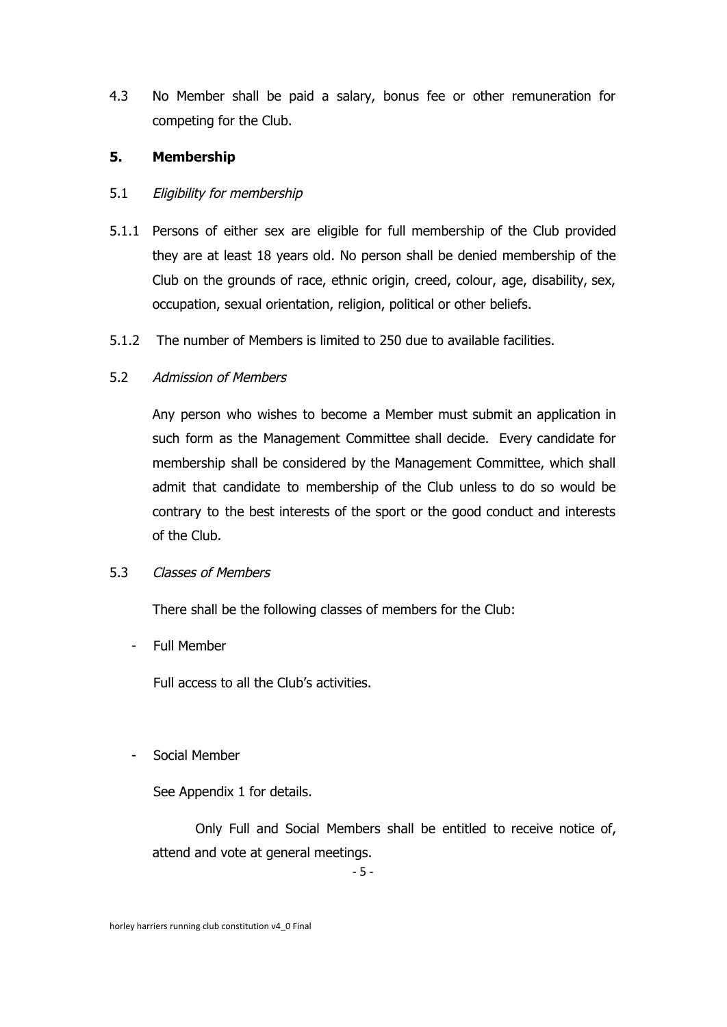4.3 No Member shall be paid a salary, bonus fee or other remuneration for competing for the Club.

## 5. Membership

5.1 *Eligibility for membership*

5.1.1 Persons of either sex are eligible for full membership of the Club provided they are at least 18 years old. No person shall be denied membership of the Club on the grounds of race, ethnic origin, creed, colour, age, disability, sex, occupation, sexual orientation, religion, political or other beliefs.

5.1.2 The number of Members is limited to 250 due to available facilities.

5.2 *Admission of Members*

Any person who wishes to become a Member must submit an application in such form as the Management Committee shall decide. Every candidate for membership shall be considered by the Management Committee, which shall admit that candidate to membership of the Club unless to do so would be contrary to the best interests of the sport or the good conduct and interests of the Club.

5.3 *Classes of Members*

There shall be the following classes of members for the Club:

- Full Member

  Full access to all the Club's activities.

- Social Member

  See Appendix 1 for details.

Only Full and Social Members shall be entitled to receive notice of, attend and vote at general meetings.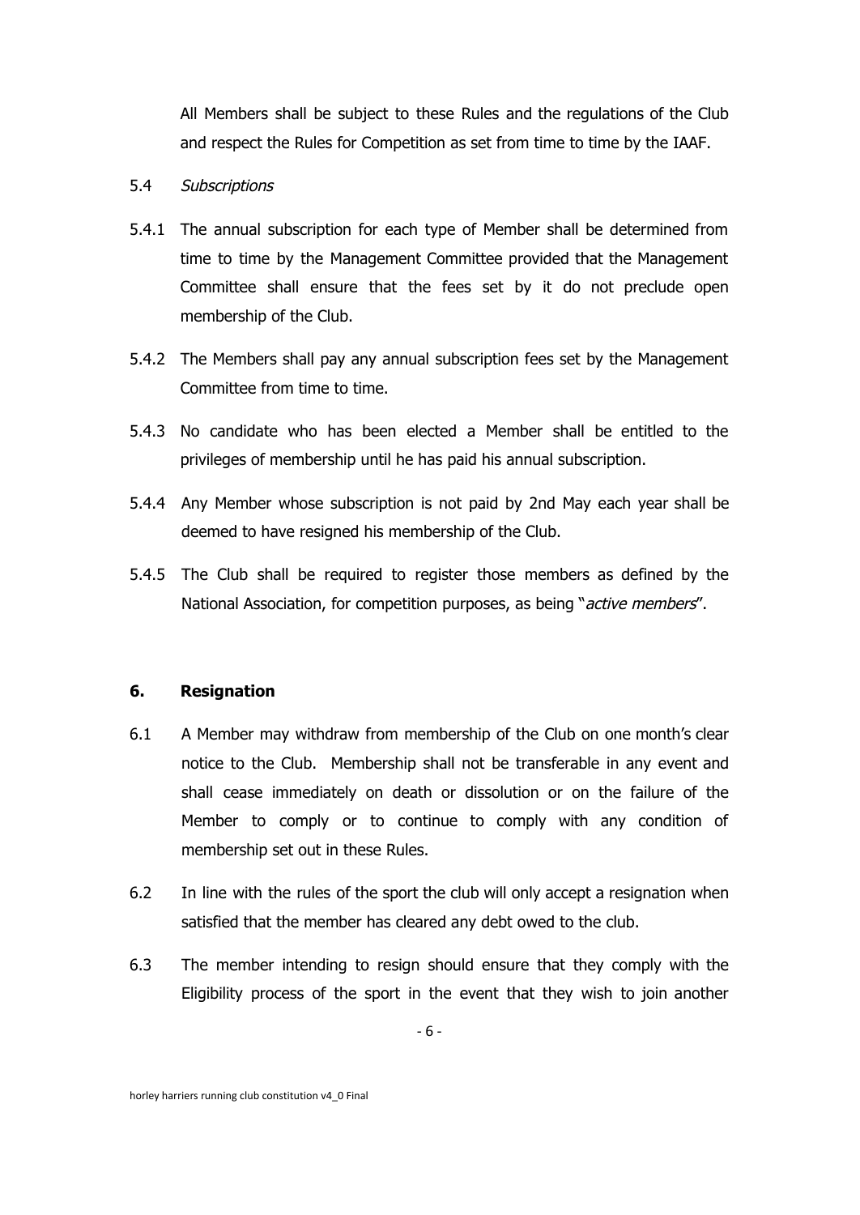All Members shall be subject to these Rules and the regulations of the Club and respect the Rules for Competition as set from time to time by the IAAF.

5.4 *Subscriptions*

5.4.1 The annual subscription for each type of Member shall be determined from time to time by the Management Committee provided that the Management Committee shall ensure that the fees set by it do not preclude open membership of the Club.

5.4.2 The Members shall pay any annual subscription fees set by the Management Committee from time to time.

5.4.3 No candidate who has been elected a Member shall be entitled to the privileges of membership until he has paid his annual subscription.

5.4.4 Any Member whose subscription is not paid by 2nd May each year shall be deemed to have resigned his membership of the Club.

5.4.5 The Club shall be required to register those members as defined by the National Association, for competition purposes, as being "*active members*".

## 6. Resignation

6.1 A Member may withdraw from membership of the Club on one month's clear notice to the Club. Membership shall not be transferable in any event and shall cease immediately on death or dissolution or on the failure of the Member to comply or to continue to comply with any condition of membership set out in these Rules.

6.2 In line with the rules of the sport the club will only accept a resignation when satisfied that the member has cleared any debt owed to the club.

6.3 The member intending to resign should ensure that they comply with the Eligibility process of the sport in the event that they wish to join another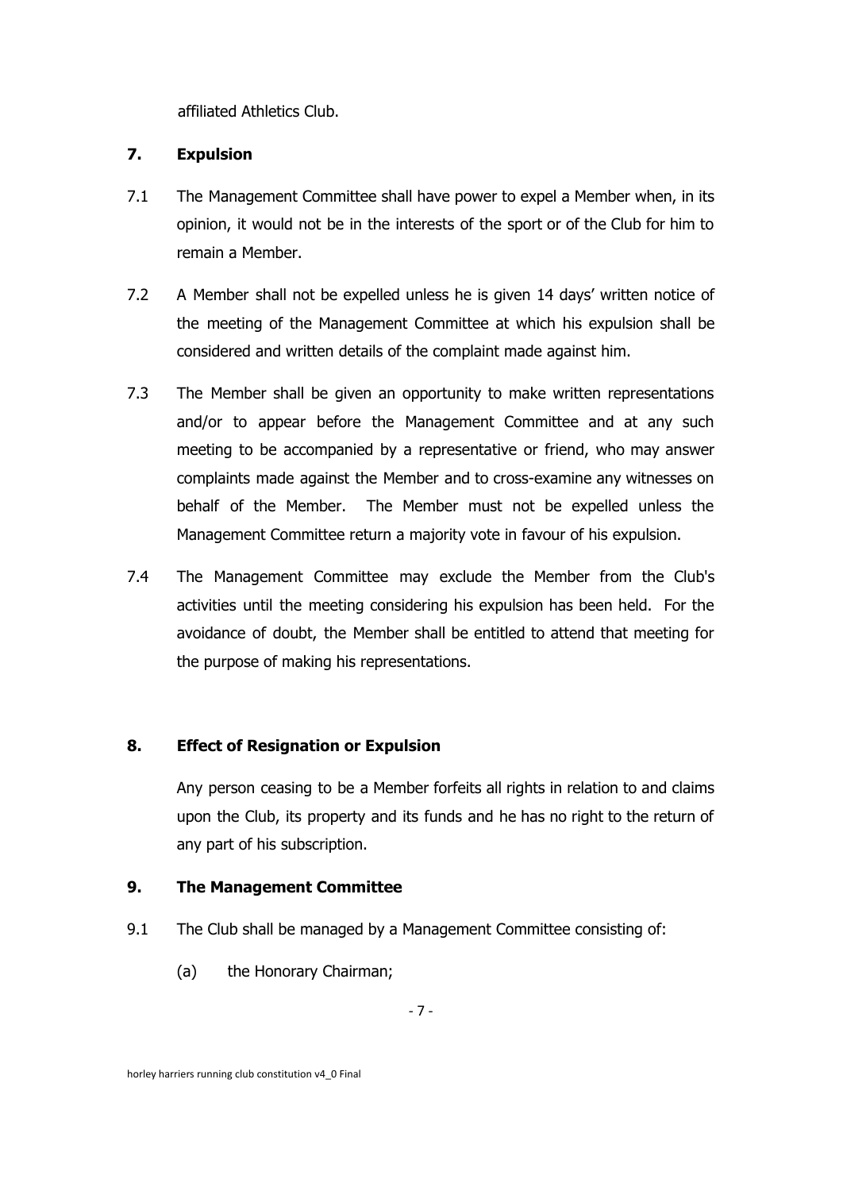affiliated Athletics Club.

## 7. Expulsion

7.1 The Management Committee shall have power to expel a Member when, in its opinion, it would not be in the interests of the sport or of the Club for him to remain a Member.

7.2 A Member shall not be expelled unless he is given 14 days' written notice of the meeting of the Management Committee at which his expulsion shall be considered and written details of the complaint made against him.

7.3 The Member shall be given an opportunity to make written representations and/or to appear before the Management Committee and at any such meeting to be accompanied by a representative or friend, who may answer complaints made against the Member and to cross-examine any witnesses on behalf of the Member. The Member must not be expelled unless the Management Committee return a majority vote in favour of his expulsion.

7.4 The Management Committee may exclude the Member from the Club's activities until the meeting considering his expulsion has been held. For the avoidance of doubt, the Member shall be entitled to attend that meeting for the purpose of making his representations.

## 8. Effect of Resignation or Expulsion

Any person ceasing to be a Member forfeits all rights in relation to and claims upon the Club, its property and its funds and he has no right to the return of any part of his subscription.

## 9. The Management Committee

9.1 The Club shall be managed by a Management Committee consisting of:

(a) the Honorary Chairman;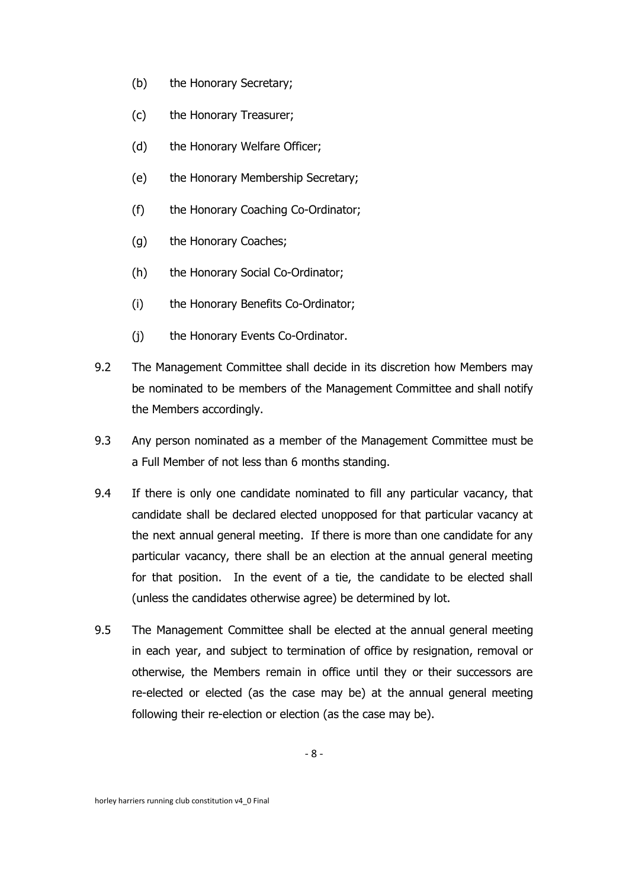(b) the Honorary Secretary;

(c) the Honorary Treasurer;

(d) the Honorary Welfare Officer;

(e) the Honorary Membership Secretary;

(f) the Honorary Coaching Co-Ordinator;

(g) the Honorary Coaches;

(h) the Honorary Social Co-Ordinator;

(i) the Honorary Benefits Co-Ordinator;

(j) the Honorary Events Co-Ordinator.

9.2 The Management Committee shall decide in its discretion how Members may be nominated to be members of the Management Committee and shall notify the Members accordingly.

9.3 Any person nominated as a member of the Management Committee must be a Full Member of not less than 6 months standing.

9.4 If there is only one candidate nominated to fill any particular vacancy, that candidate shall be declared elected unopposed for that particular vacancy at the next annual general meeting. If there is more than one candidate for any particular vacancy, there shall be an election at the annual general meeting for that position. In the event of a tie, the candidate to be elected shall (unless the candidates otherwise agree) be determined by lot.

9.5 The Management Committee shall be elected at the annual general meeting in each year, and subject to termination of office by resignation, removal or otherwise, the Members remain in office until they or their successors are re-elected or elected (as the case may be) at the annual general meeting following their re-election or election (as the case may be).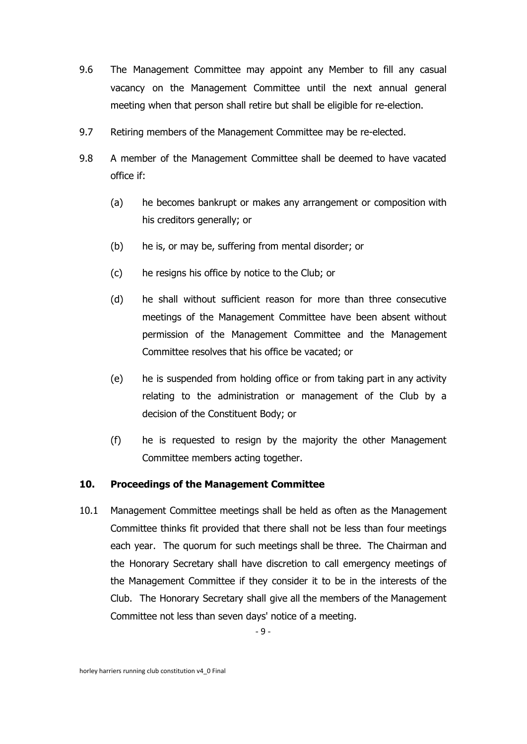9.6 The Management Committee may appoint any Member to fill any casual vacancy on the Management Committee until the next annual general meeting when that person shall retire but shall be eligible for re-election.

9.7 Retiring members of the Management Committee may be re-elected.

9.8 A member of the Management Committee shall be deemed to have vacated office if:

(a) he becomes bankrupt or makes any arrangement or composition with his creditors generally; or

(b) he is, or may be, suffering from mental disorder; or

(c) he resigns his office by notice to the Club; or

(d) he shall without sufficient reason for more than three consecutive meetings of the Management Committee have been absent without permission of the Management Committee and the Management Committee resolves that his office be vacated; or

(e) he is suspended from holding office or from taking part in any activity relating to the administration or management of the Club by a decision of the Constituent Body; or

(f) he is requested to resign by the majority the other Management Committee members acting together.

## 10. Proceedings of the Management Committee

10.1 Management Committee meetings shall be held as often as the Management Committee thinks fit provided that there shall not be less than four meetings each year. The quorum for such meetings shall be three. The Chairman and the Honorary Secretary shall have discretion to call emergency meetings of the Management Committee if they consider it to be in the interests of the Club. The Honorary Secretary shall give all the members of the Management Committee not less than seven days' notice of a meeting.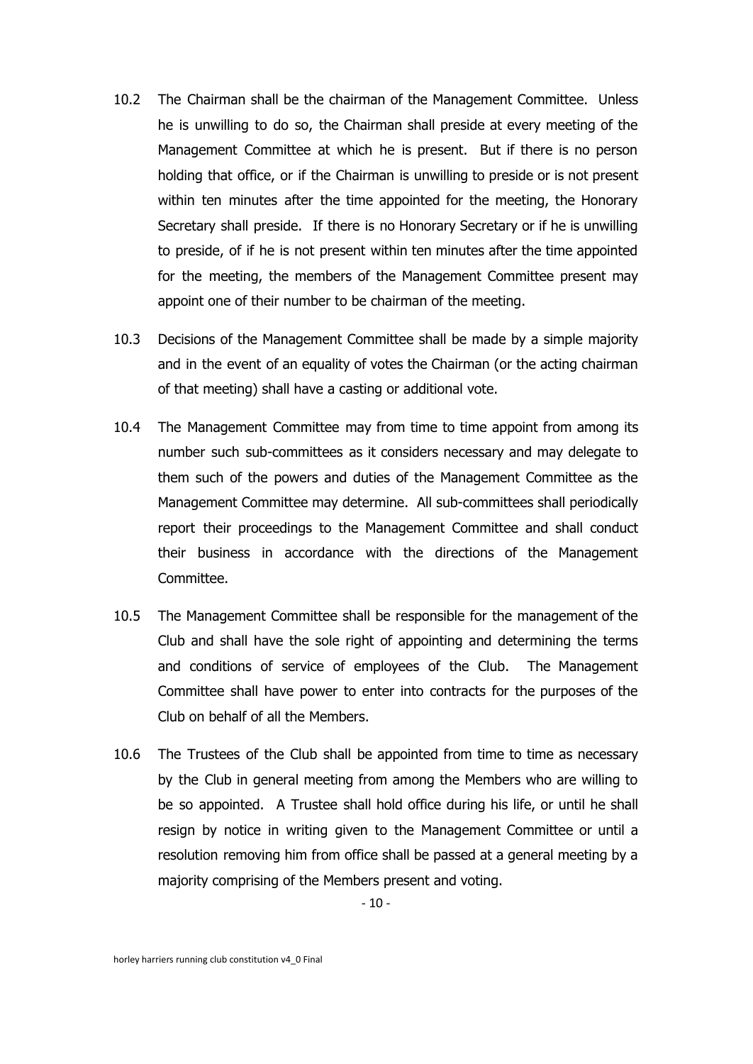10.2 The Chairman shall be the chairman of the Management Committee. Unless he is unwilling to do so, the Chairman shall preside at every meeting of the Management Committee at which he is present. But if there is no person holding that office, or if the Chairman is unwilling to preside or is not present within ten minutes after the time appointed for the meeting, the Honorary Secretary shall preside. If there is no Honorary Secretary or if he is unwilling to preside, of if he is not present within ten minutes after the time appointed for the meeting, the members of the Management Committee present may appoint one of their number to be chairman of the meeting.

10.3 Decisions of the Management Committee shall be made by a simple majority and in the event of an equality of votes the Chairman (or the acting chairman of that meeting) shall have a casting or additional vote.

10.4 The Management Committee may from time to time appoint from among its number such sub-committees as it considers necessary and may delegate to them such of the powers and duties of the Management Committee as the Management Committee may determine. All sub-committees shall periodically report their proceedings to the Management Committee and shall conduct their business in accordance with the directions of the Management Committee.

10.5 The Management Committee shall be responsible for the management of the Club and shall have the sole right of appointing and determining the terms and conditions of service of employees of the Club. The Management Committee shall have power to enter into contracts for the purposes of the Club on behalf of all the Members.

10.6 The Trustees of the Club shall be appointed from time to time as necessary by the Club in general meeting from among the Members who are willing to be so appointed. A Trustee shall hold office during his life, or until he shall resign by notice in writing given to the Management Committee or until a resolution removing him from office shall be passed at a general meeting by a majority comprising of the Members present and voting.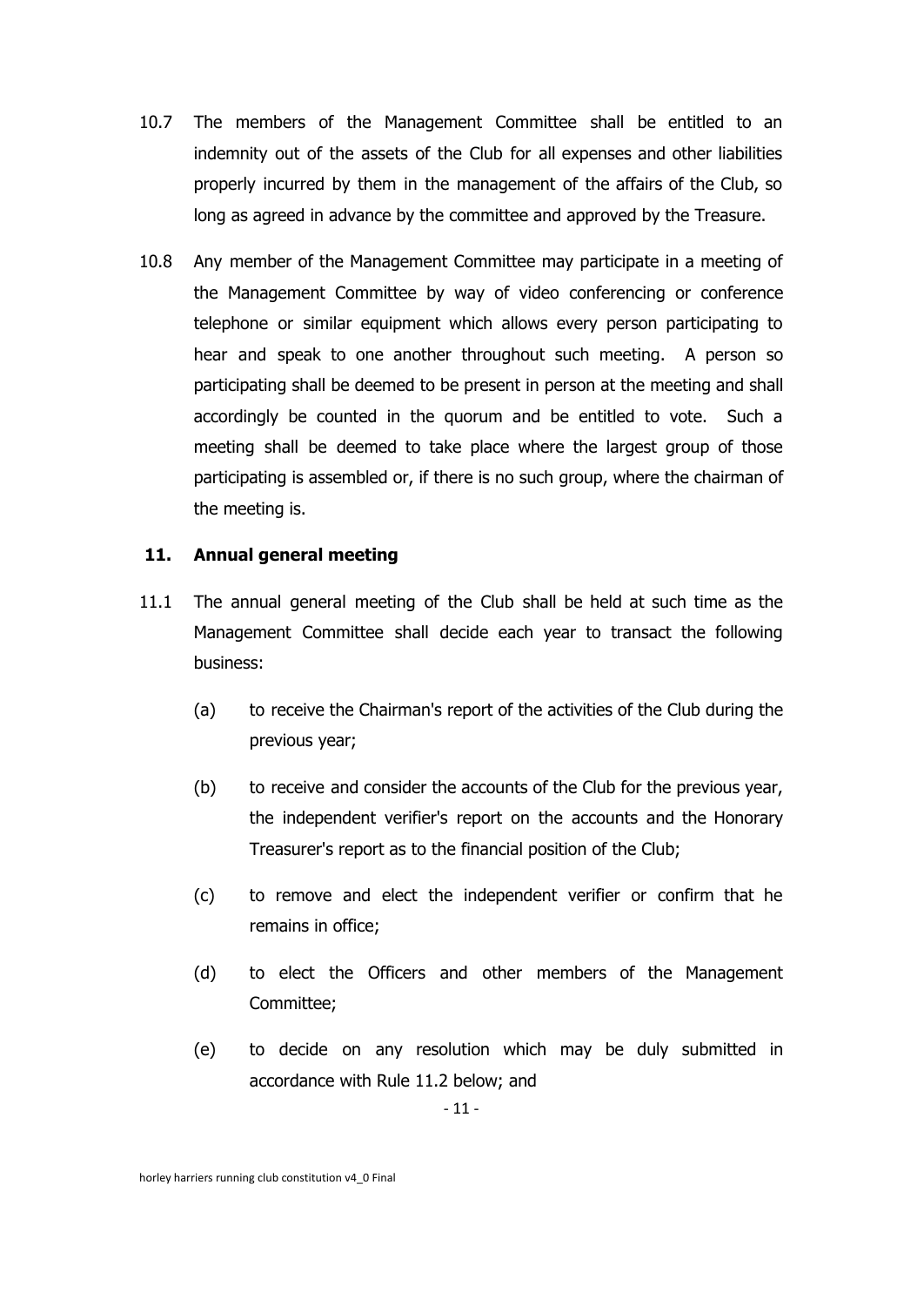10.7 The members of the Management Committee shall be entitled to an indemnity out of the assets of the Club for all expenses and other liabilities properly incurred by them in the management of the affairs of the Club, so long as agreed in advance by the committee and approved by the Treasure.

10.8 Any member of the Management Committee may participate in a meeting of the Management Committee by way of video conferencing or conference telephone or similar equipment which allows every person participating to hear and speak to one another throughout such meeting. A person so participating shall be deemed to be present in person at the meeting and shall accordingly be counted in the quorum and be entitled to vote. Such a meeting shall be deemed to take place where the largest group of those participating is assembled or, if there is no such group, where the chairman of the meeting is.

## 11. Annual general meeting

11.1 The annual general meeting of the Club shall be held at such time as the Management Committee shall decide each year to transact the following business:

(a) to receive the Chairman's report of the activities of the Club during the previous year;

(b) to receive and consider the accounts of the Club for the previous year, the independent verifier's report on the accounts and the Honorary Treasurer's report as to the financial position of the Club;

(c) to remove and elect the independent verifier or confirm that he remains in office;

(d) to elect the Officers and other members of the Management Committee;

(e) to decide on any resolution which may be duly submitted in accordance with Rule 11.2 below; and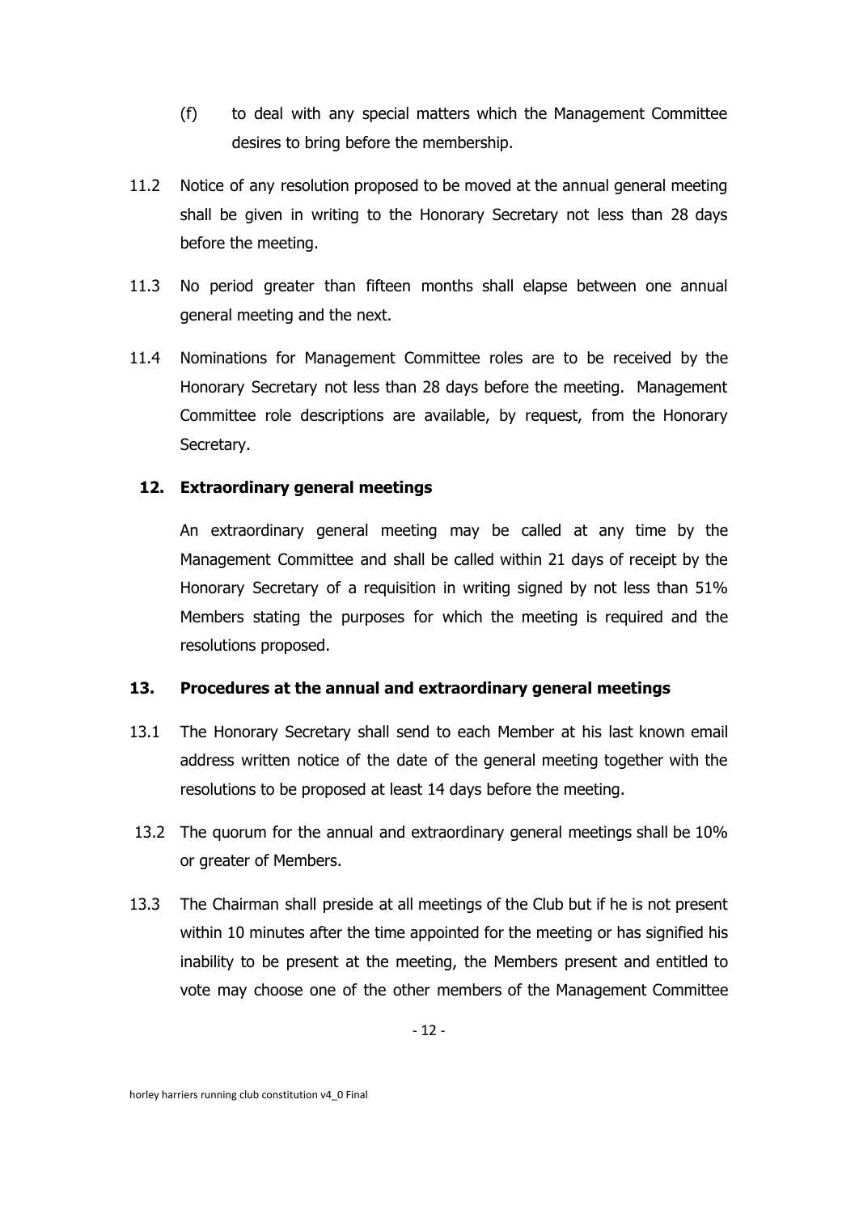(f) to deal with any special matters which the Management Committee desires to bring before the membership.

11.2 Notice of any resolution proposed to be moved at the annual general meeting shall be given in writing to the Honorary Secretary not less than 28 days before the meeting.

11.3 No period greater than fifteen months shall elapse between one annual general meeting and the next.

11.4 Nominations for Management Committee roles are to be received by the Honorary Secretary not less than 28 days before the meeting. Management Committee role descriptions are available, by request, from the Honorary Secretary.

## 12. Extraordinary general meetings

An extraordinary general meeting may be called at any time by the Management Committee and shall be called within 21 days of receipt by the Honorary Secretary of a requisition in writing signed by not less than 51% Members stating the purposes for which the meeting is required and the resolutions proposed.

## 13. Procedures at the annual and extraordinary general meetings

13.1 The Honorary Secretary shall send to each Member at his last known email address written notice of the date of the general meeting together with the resolutions to be proposed at least 14 days before the meeting.

13.2 The quorum for the annual and extraordinary general meetings shall be 10% or greater of Members.

13.3 The Chairman shall preside at all meetings of the Club but if he is not present within 10 minutes after the time appointed for the meeting or has signified his inability to be present at the meeting, the Members present and entitled to vote may choose one of the other members of the Management Committee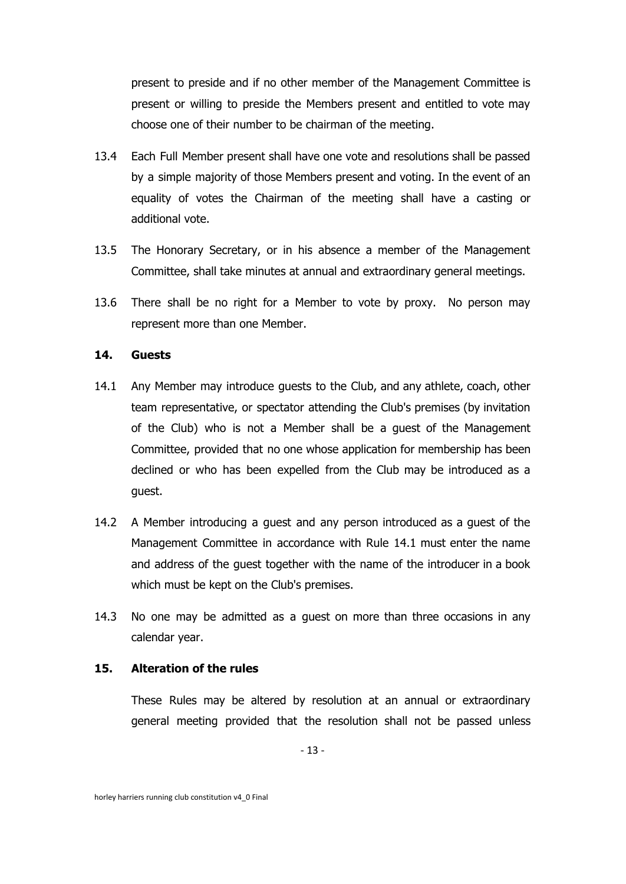present to preside and if no other member of the Management Committee is present or willing to preside the Members present and entitled to vote may choose one of their number to be chairman of the meeting.

13.4 Each Full Member present shall have one vote and resolutions shall be passed by a simple majority of those Members present and voting. In the event of an equality of votes the Chairman of the meeting shall have a casting or additional vote.

13.5 The Honorary Secretary, or in his absence a member of the Management Committee, shall take minutes at annual and extraordinary general meetings.

13.6 There shall be no right for a Member to vote by proxy. No person may represent more than one Member.

## 14. Guests

14.1 Any Member may introduce guests to the Club, and any athlete, coach, other team representative, or spectator attending the Club's premises (by invitation of the Club) who is not a Member shall be a guest of the Management Committee, provided that no one whose application for membership has been declined or who has been expelled from the Club may be introduced as a guest.

14.2 A Member introducing a guest and any person introduced as a guest of the Management Committee in accordance with Rule 14.1 must enter the name and address of the guest together with the name of the introducer in a book which must be kept on the Club's premises.

14.3 No one may be admitted as a guest on more than three occasions in any calendar year.

## 15. Alteration of the rules

These Rules may be altered by resolution at an annual or extraordinary general meeting provided that the resolution shall not be passed unless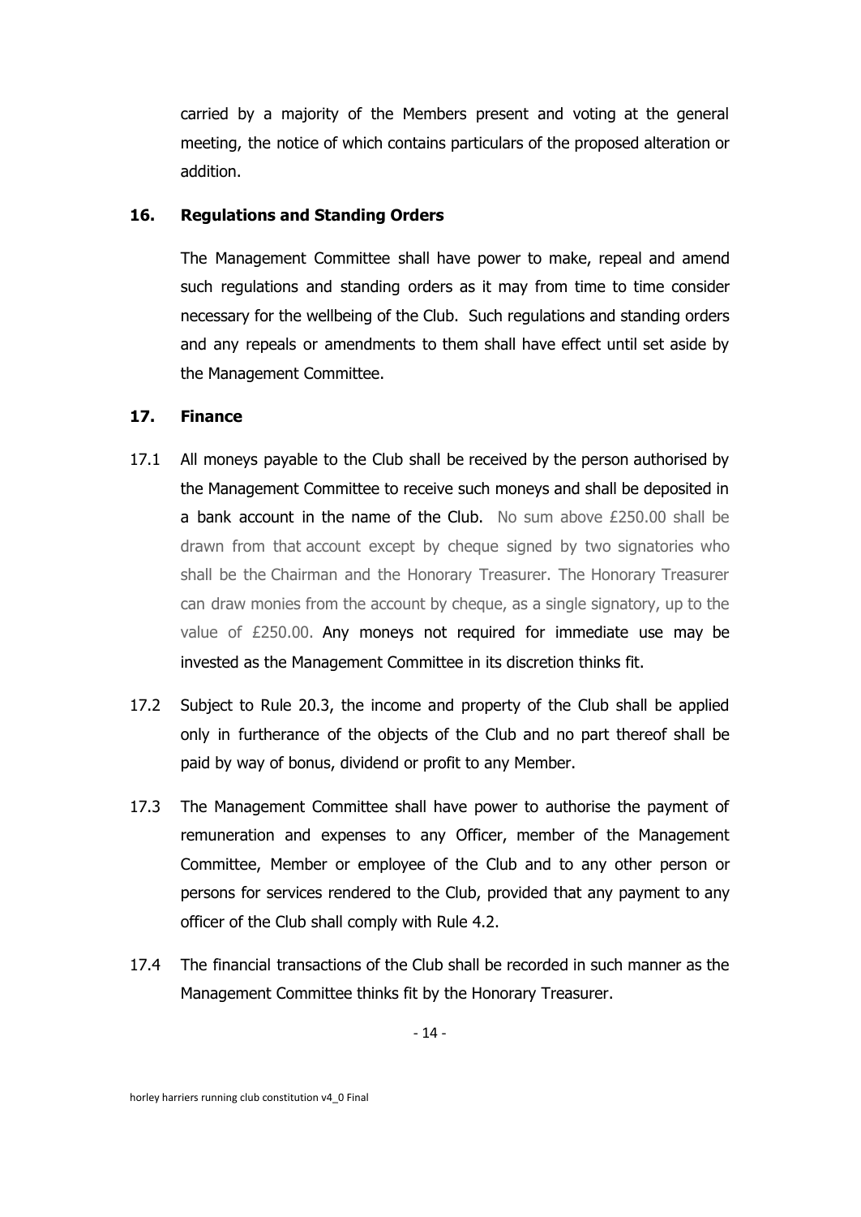carried by a majority of the Members present and voting at the general meeting, the notice of which contains particulars of the proposed alteration or addition.

## 16. Regulations and Standing Orders

The Management Committee shall have power to make, repeal and amend such regulations and standing orders as it may from time to time consider necessary for the wellbeing of the Club. Such regulations and standing orders and any repeals or amendments to them shall have effect until set aside by the Management Committee.

## 17. Finance

17.1 All moneys payable to the Club shall be received by the person authorised by the Management Committee to receive such moneys and shall be deposited in a bank account in the name of the Club. No sum above £250.00 shall be drawn from that account except by cheque signed by two signatories who shall be the Chairman and the Honorary Treasurer. The Honorary Treasurer can draw monies from the account by cheque, as a single signatory, up to the value of £250.00. Any moneys not required for immediate use may be invested as the Management Committee in its discretion thinks fit.

17.2 Subject to Rule 20.3, the income and property of the Club shall be applied only in furtherance of the objects of the Club and no part thereof shall be paid by way of bonus, dividend or profit to any Member.

17.3 The Management Committee shall have power to authorise the payment of remuneration and expenses to any Officer, member of the Management Committee, Member or employee of the Club and to any other person or persons for services rendered to the Club, provided that any payment to any officer of the Club shall comply with Rule 4.2.

17.4 The financial transactions of the Club shall be recorded in such manner as the Management Committee thinks fit by the Honorary Treasurer.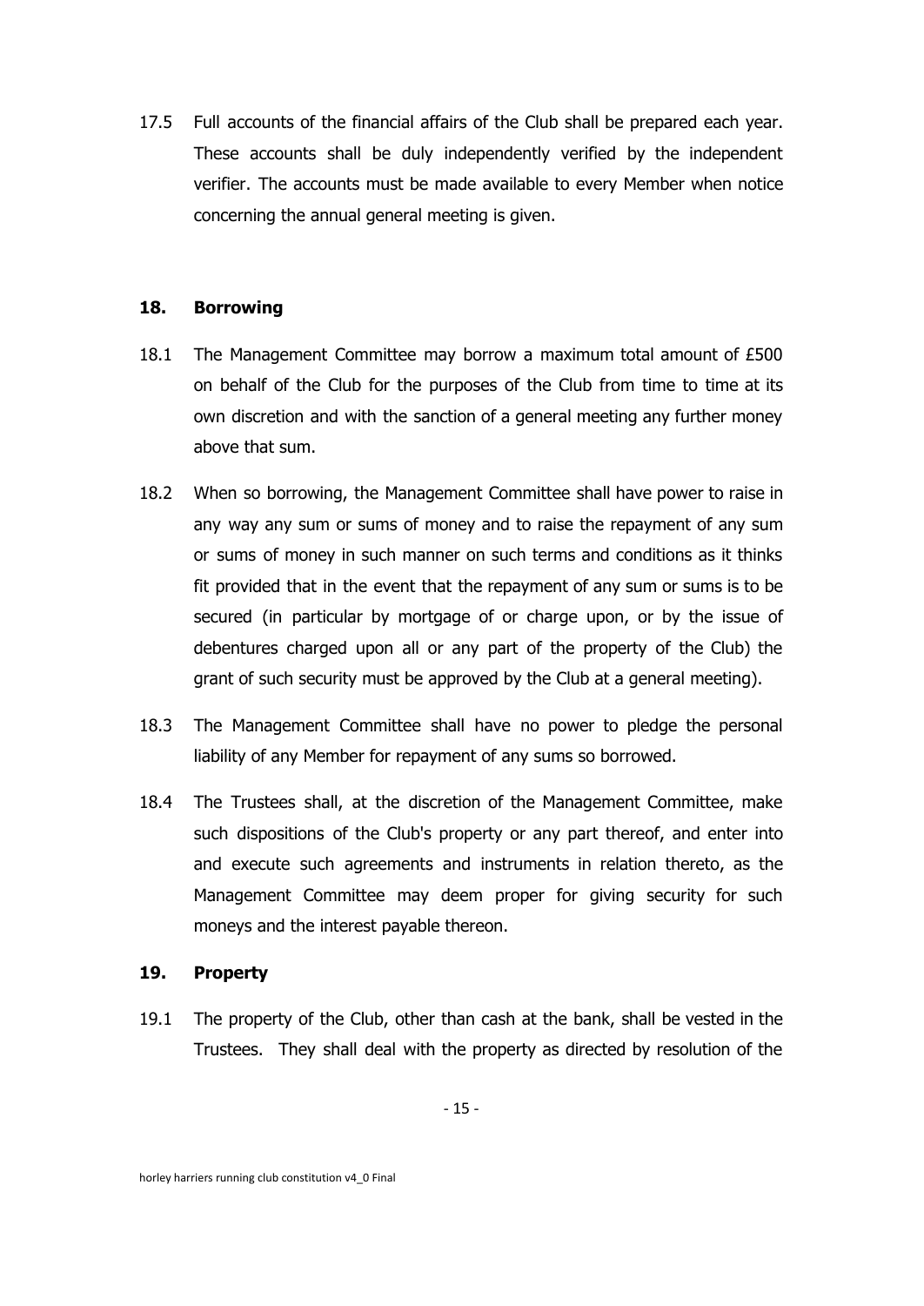17.5 Full accounts of the financial affairs of the Club shall be prepared each year. These accounts shall be duly independently verified by the independent verifier. The accounts must be made available to every Member when notice concerning the annual general meeting is given.

## 18. Borrowing

18.1 The Management Committee may borrow a maximum total amount of £500 on behalf of the Club for the purposes of the Club from time to time at its own discretion and with the sanction of a general meeting any further money above that sum.

18.2 When so borrowing, the Management Committee shall have power to raise in any way any sum or sums of money and to raise the repayment of any sum or sums of money in such manner on such terms and conditions as it thinks fit provided that in the event that the repayment of any sum or sums is to be secured (in particular by mortgage of or charge upon, or by the issue of debentures charged upon all or any part of the property of the Club) the grant of such security must be approved by the Club at a general meeting).

18.3 The Management Committee shall have no power to pledge the personal liability of any Member for repayment of any sums so borrowed.

18.4 The Trustees shall, at the discretion of the Management Committee, make such dispositions of the Club's property or any part thereof, and enter into and execute such agreements and instruments in relation thereto, as the Management Committee may deem proper for giving security for such moneys and the interest payable thereon.

## 19. Property

19.1 The property of the Club, other than cash at the bank, shall be vested in the Trustees. They shall deal with the property as directed by resolution of the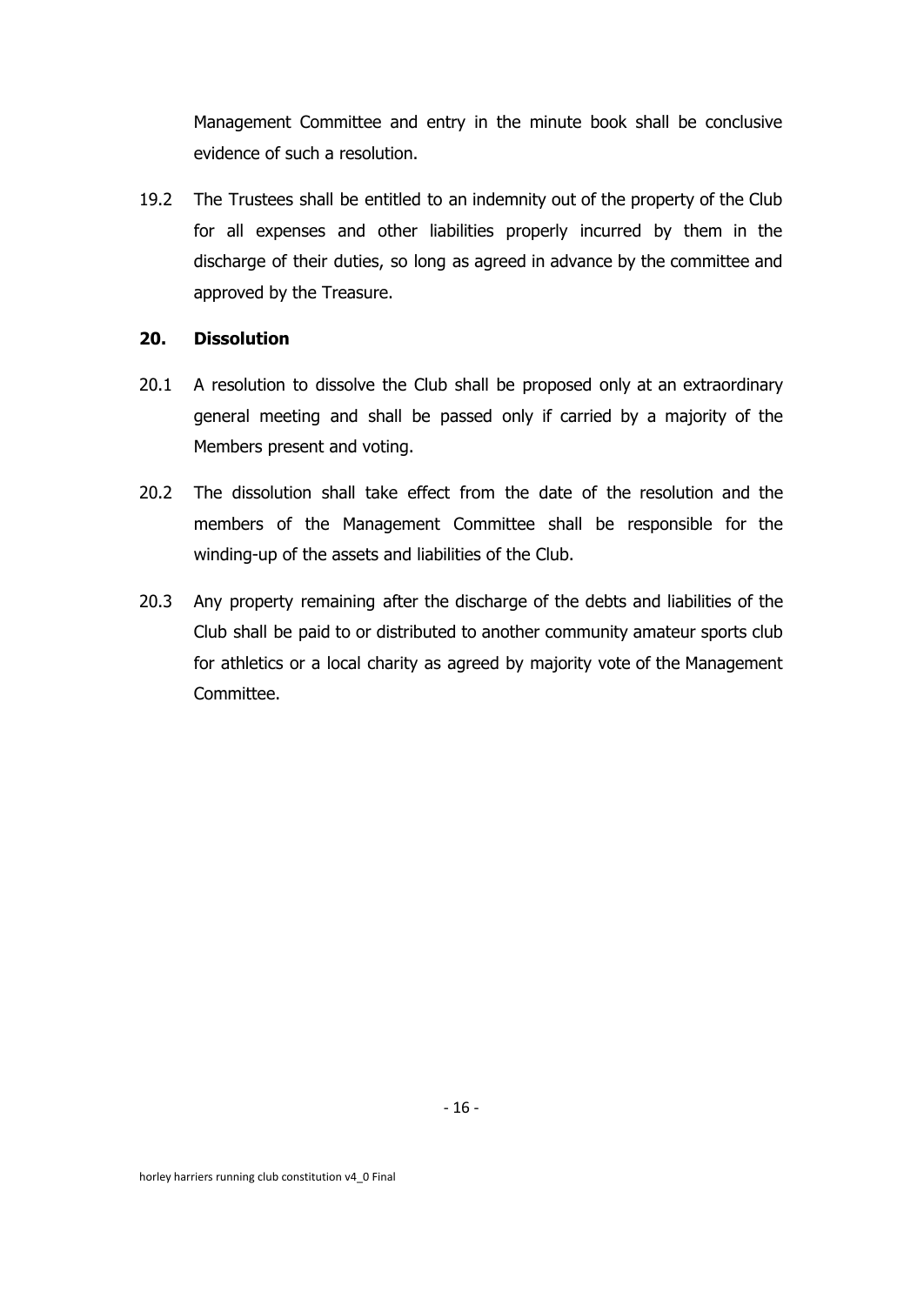Management Committee and entry in the minute book shall be conclusive evidence of such a resolution.

19.2 The Trustees shall be entitled to an indemnity out of the property of the Club for all expenses and other liabilities properly incurred by them in the discharge of their duties, so long as agreed in advance by the committee and approved by the Treasure.

## 20. Dissolution

20.1 A resolution to dissolve the Club shall be proposed only at an extraordinary general meeting and shall be passed only if carried by a majority of the Members present and voting.

20.2 The dissolution shall take effect from the date of the resolution and the members of the Management Committee shall be responsible for the winding-up of the assets and liabilities of the Club.

20.3 Any property remaining after the discharge of the debts and liabilities of the Club shall be paid to or distributed to another community amateur sports club for athletics or a local charity as agreed by majority vote of the Management Committee.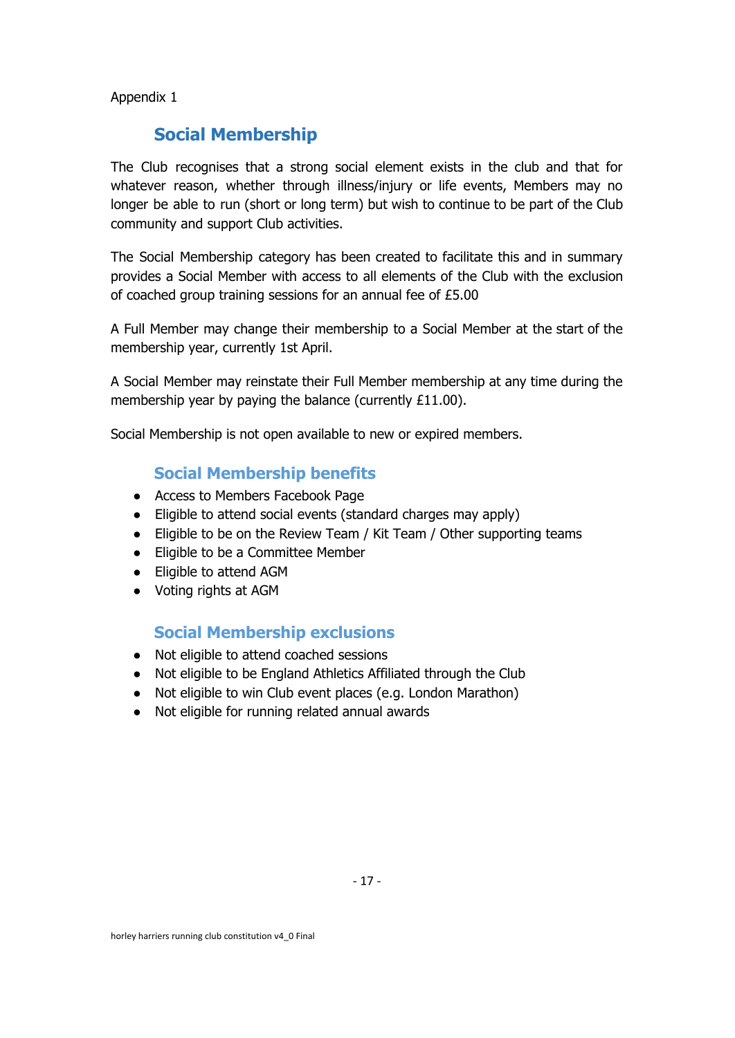Appendix 1

## Social Membership

The Club recognises that a strong social element exists in the club and that for whatever reason, whether through illness/injury or life events, Members may no longer be able to run (short or long term) but wish to continue to be part of the Club community and support Club activities.

The Social Membership category has been created to facilitate this and in summary provides a Social Member with access to all elements of the Club with the exclusion of coached group training sessions for an annual fee of £5.00

A Full Member may change their membership to a Social Member at the start of the membership year, currently 1st April.

A Social Member may reinstate their Full Member membership at any time during the membership year by paying the balance (currently £11.00).

Social Membership is not open available to new or expired members.

### Social Membership benefits

- Access to Members Facebook Page
- Eligible to attend social events (standard charges may apply)
- Eligible to be on the Review Team / Kit Team / Other supporting teams
- Eligible to be a Committee Member
- Eligible to attend AGM
- Voting rights at AGM

### Social Membership exclusions

- Not eligible to attend coached sessions
- Not eligible to be England Athletics Affiliated through the Club
- Not eligible to win Club event places (e.g. London Marathon)
- Not eligible for running related annual awards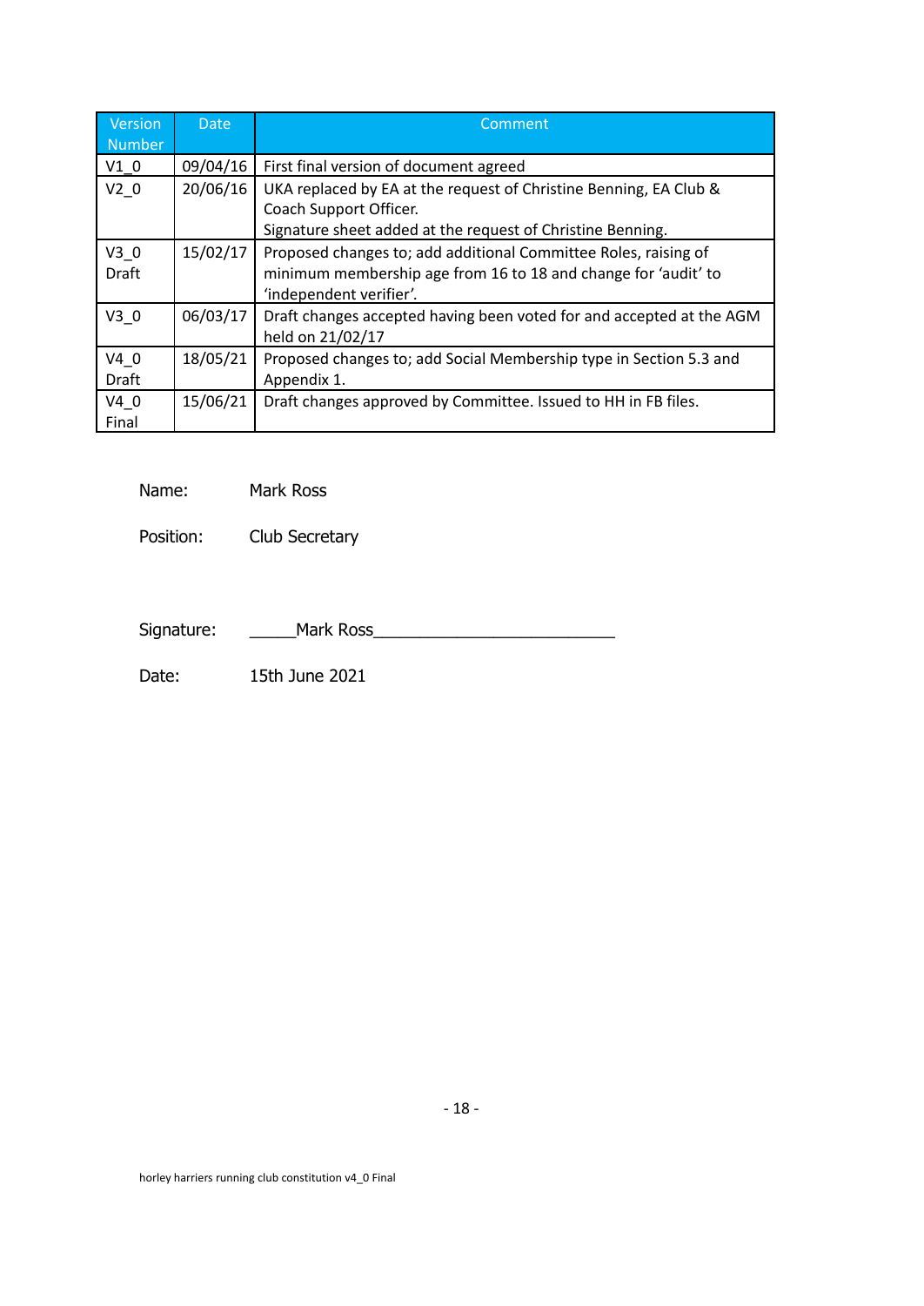| Version Number | Date | Comment |
|---|---|---|
| V1_0 | 09/04/16 | First final version of document agreed |
| V2_0 | 20/06/16 | UKA replaced by EA at the request of Christine Benning, EA Club & Coach Support Officer.<br>Signature sheet added at the request of Christine Benning. |
| V3_0 Draft | 15/02/17 | Proposed changes to; add additional Committee Roles, raising of minimum membership age from 16 to 18 and change for 'audit' to 'independent verifier'. |
| V3_0 | 06/03/17 | Draft changes accepted having been voted for and accepted at the AGM held on 21/02/17 |
| V4_0 Draft | 18/05/21 | Proposed changes to; add Social Membership type in Section 5.3 and Appendix 1. |
| V4_0 Final | 15/06/21 | Draft changes approved by Committee. Issued to HH in FB files. |

Name: Mark Ross

Position: Club Secretary

Signature: _____Mark Ross___________________________

Date: 15th June 2021